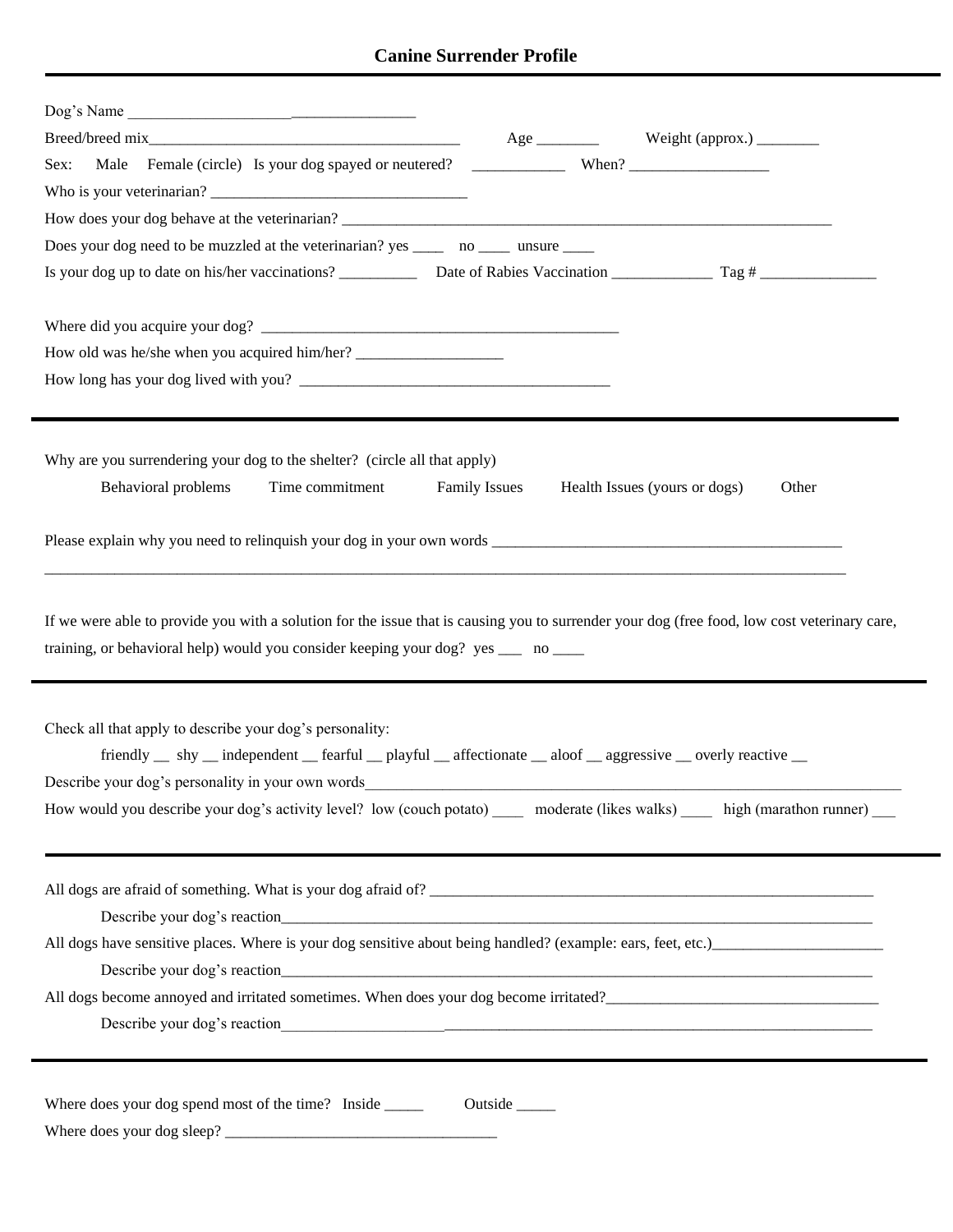## Canine Surrender Profile

---

Dog's Name ____________________________________

Breed/breed mix________________________________________ Age ________ Weight (approx.) ________

Sex: Male Female (circle) Is your dog spayed or neutered? ___________ When? _________________

Who is your veterinarian? _________________________________

How does your dog behave at the veterinarian? ________________________________________________________________

Does your dog need to be muzzled at the veterinarian? yes ____ no ____ unsure ____

Is your dog up to date on his/her vaccinations? __________ Date of Rabies Vaccination _____________ Tag # _______________

Where did you acquire your dog? _______________________________________________

How old was he/she when you acquired him/her? __________________

How long has your dog lived with you? ________________________________________

---

Why are you surrendering your dog to the shelter? (circle all that apply)

Behavioral problems Time commitment Family Issues Health Issues (yours or dogs) Other

Please explain why you need to relinquish your dog in your own words _____________________________________________

_____________________________________________________________________________________________________

If we were able to provide you with a solution for the issue that is causing you to surrender your dog (free food, low cost veterinary care, training, or behavioral help) would you consider keeping your dog? yes ___ no ____

---

Check all that apply to describe your dog's personality:

friendly __ shy __ independent __ fearful __ playful __ affectionate __ aloof __ aggressive __ overly reactive __

Describe your dog's personality in your own words_________________________________________________________________

How would you describe your dog's activity level? low (couch potato) ____ moderate (likes walks) ____ high (marathon runner) ___

---

All dogs are afraid of something. What is your dog afraid of? ____________________________________________________________

Describe your dog's reaction________________________________________________________________________________

All dogs have sensitive places. Where is your dog sensitive about being handled? (example: ears, feet, etc.)______________________

Describe your dog's reaction________________________________________________________________________________

All dogs become annoyed and irritated sometimes. When does your dog become irritated?___________________________________

Describe your dog's reaction________________________________________________________________________________

---

Where does your dog spend most of the time? Inside _____ Outside _____

Where does your dog sleep? ___________________________________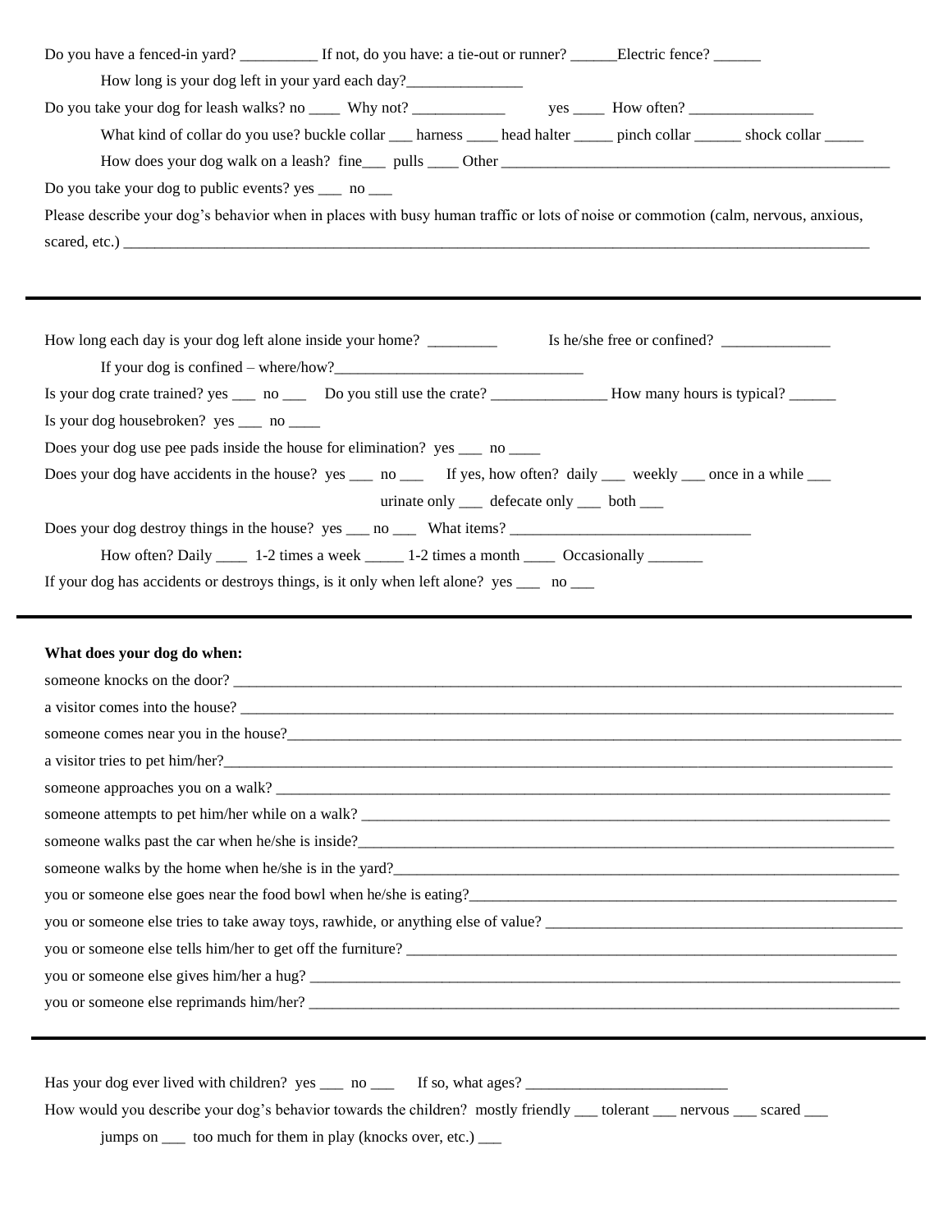Do you have a fenced-in yard? __________ If not, do you have: a tie-out or runner? ______Electric fence? ______

How long is your dog left in your yard each day?_______________

Do you take your dog for leash walks? no ____ Why not? ____________ yes ____ How often? ________________

What kind of collar do you use? buckle collar ___ harness ____ head halter _____ pinch collar ______ shock collar _____

How does your dog walk on a leash? fine___ pulls ____ Other ____________________________________________________

Do you take your dog to public events? yes ___ no ___

Please describe your dog's behavior when in places with busy human traffic or lots of noise or commotion (calm, nervous, anxious, scared, etc.) ____________________________________________________________________________________________________

---

How long each day is your dog left alone inside your home? _________ Is he/she free or confined? ______________

If your dog is confined – where/how?________________________________

Is your dog crate trained? yes ___ no ___ Do you still use the crate? _______________ How many hours is typical? ______

Is your dog housebroken? yes ___ no ____

Does your dog use pee pads inside the house for elimination? yes ___ no ____

Does your dog have accidents in the house? yes ___ no ___ If yes, how often? daily ___ weekly ___ once in a while ___

urinate only ___ defecate only ___ both ___

Does your dog destroy things in the house? yes ___ no ___ What items? _______________________________

How often? Daily ____ 1-2 times a week _____ 1-2 times a month ____ Occasionally _______

If your dog has accidents or destroys things, is it only when left alone? yes ___ no ___

---

**What does your dog do when:**

someone knocks on the door? ______________________________________________________________________________

a visitor comes into the house? ____________________________________________________________________________

someone comes near you in the house?_______________________________________________________________________

a visitor tries to pet him/her?______________________________________________________________________________

someone approaches you on a walk? _________________________________________________________________________

someone attempts to pet him/her while on a walk? _____________________________________________________________

someone walks past the car when he/she is inside?______________________________________________________________

someone walks by the home when he/she is in the yard?___________________________________________________________

you or someone else goes near the food bowl when he/she is eating?___________________________________________________

you or someone else tries to take away toys, rawhide, or anything else of value? _______________________________________

you or someone else tells him/her to get off the furniture? _________________________________________________________

you or someone else gives him/her a hug? _____________________________________________________________________

you or someone else reprimands him/her? ______________________________________________________________________

---

Has your dog ever lived with children? yes ___ no ___ If so, what ages? __________________________

How would you describe your dog's behavior towards the children? mostly friendly ___ tolerant ___ nervous ___ scared ___

jumps on ___ too much for them in play (knocks over, etc.) ___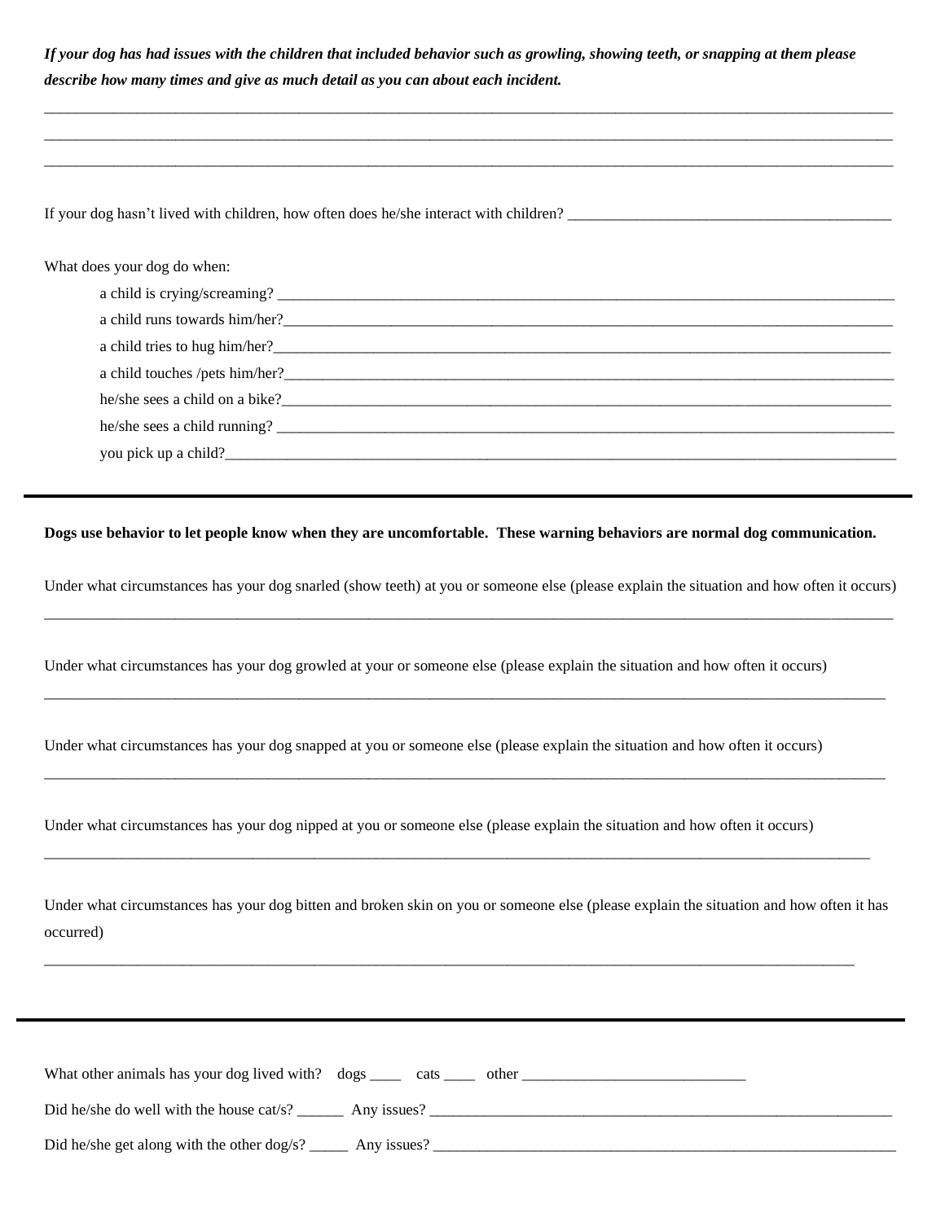***If your dog has had issues with the children that included behavior such as growling, showing teeth, or snapping at them please describe how many times and give as much detail as you can about each incident.***

___________________________________________________________________________________

___________________________________________________________________________________

___________________________________________________________________________________

If your dog hasn't lived with children, how often does he/she interact with children? ____________________________

What does your dog do when:

- a child is crying/screaming? ____________________________________________
- a child runs towards him/her?____________________________________________
- a child tries to hug him/her?____________________________________________
- a child touches /pets him/her?___________________________________________
- he/she sees a child on a bike?___________________________________________
- he/she sees a child running? ____________________________________________
- you pick up a child?____________________________________________________

---

**Dogs use behavior to let people know when they are uncomfortable. These warning behaviors are normal dog communication.**

Under what circumstances has your dog snarled (show teeth) at you or someone else (please explain the situation and how often it occurs)

___________________________________________________________________________________

Under what circumstances has your dog growled at your or someone else (please explain the situation and how often it occurs)

___________________________________________________________________________________

Under what circumstances has your dog snapped at you or someone else (please explain the situation and how often it occurs)

___________________________________________________________________________________

Under what circumstances has your dog nipped at you or someone else (please explain the situation and how often it occurs)

___________________________________________________________________________________

Under what circumstances has your dog bitten and broken skin on you or someone else (please explain the situation and how often it has occurred)

___________________________________________________________________________________

---

What other animals has your dog lived with? dogs ____ cats ____ other ____________________________

Did he/she do well with the house cat/s? ______ Any issues? _______________________________________

Did he/she get along with the other dog/s? _____ Any issues? _______________________________________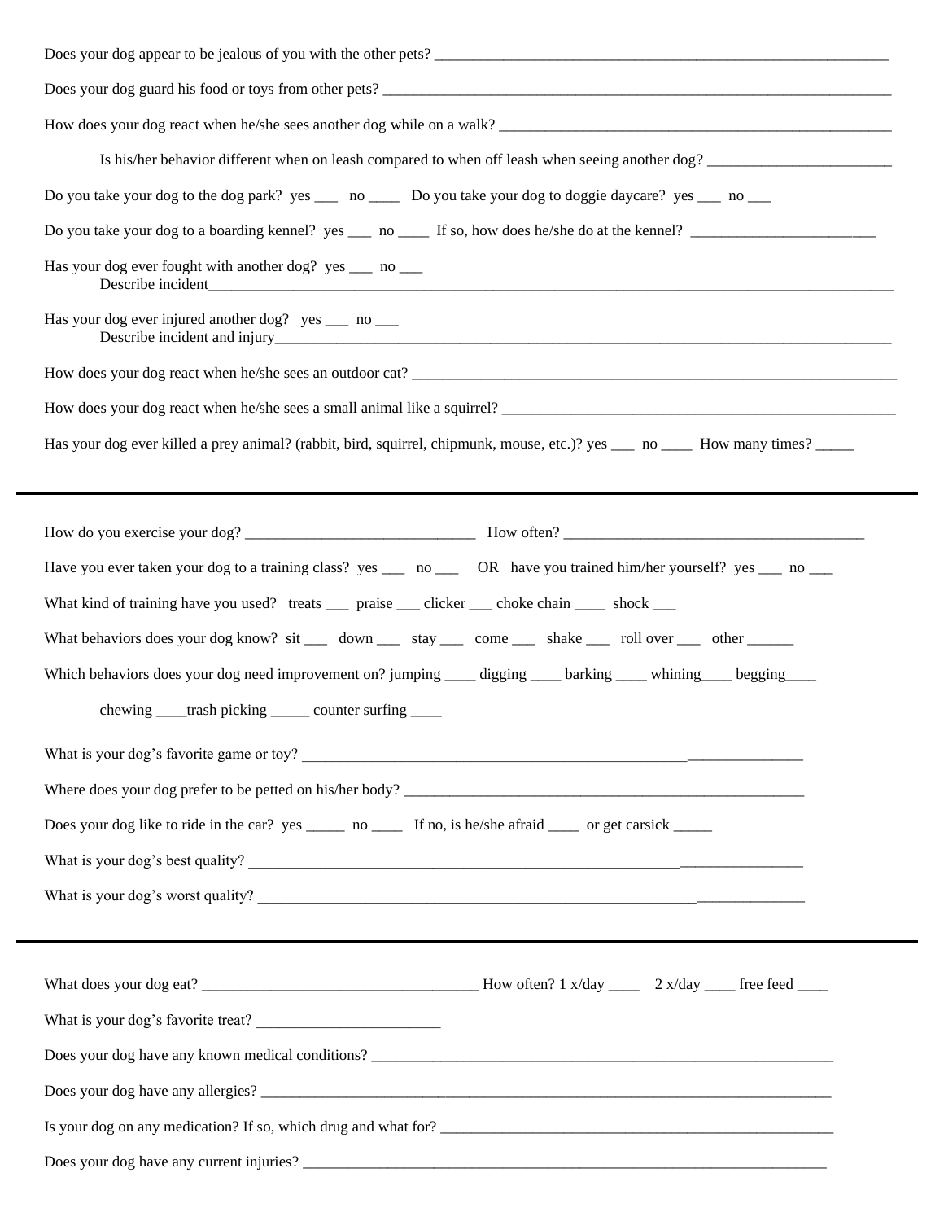Does your dog appear to be jealous of you with the other pets? ___________________________________________________________

Does your dog guard his food or toys from other pets? _____________________________________________________________________

How does your dog react when he/she sees another dog while on a walk? ______________________________________________________

Is his/her behavior different when on leash compared to when off leash when seeing another dog? ________________________

Do you take your dog to the dog park? yes ___ no ____ Do you take your dog to doggie daycare? yes ___ no ___

Do you take your dog to a boarding kennel? yes ___ no ____ If so, how does he/she do at the kennel? ________________________

Has your dog ever fought with another dog? yes ___ no ___

Describe incident___________________________________________________________________________________________

Has your dog ever injured another dog? yes ___ no ___

Describe incident and injury_________________________________________________________________________________

How does your dog react when he/she sees an outdoor cat? ____________________________________________________________________

How does your dog react when he/she sees a small animal like a squirrel? _______________________________________________________

Has your dog ever killed a prey animal? (rabbit, bird, squirrel, chipmunk, mouse, etc.)? yes ___ no ____ How many times? _____

---

How do you exercise your dog? ______________________________ How often? _______________________________________

Have you ever taken your dog to a training class? yes ___ no ___ OR have you trained him/her yourself? yes ___ no ___

What kind of training have you used? treats ___ praise ___ clicker ___ choke chain ____ shock ___

What behaviors does your dog know? sit ___ down ___ stay ___ come ___ shake ___ roll over ___ other ______

Which behaviors does your dog need improvement on? jumping ____ digging ____ barking ____ whining____ begging____

chewing ____trash picking _____ counter surfing ____

What is your dog's favorite game or toy? _____________________________________________________________________

Where does your dog prefer to be petted on his/her body? _____________________________________________________

Does your dog like to ride in the car? yes _____ no ____ If no, is he/she afraid ____ or get carsick _____

What is your dog's best quality? _________________________________________________________________________

What is your dog's worst quality? ________________________________________________________________________

---

What does your dog eat? ____________________________________ How often? 1 x/day ____ 2 x/day ____ free feed ____

What is your dog's favorite treat? ________________________

Does your dog have any known medical conditions? _______________________________________________________________

Does your dog have any allergies? _________________________________________________________________________

Is your dog on any medication? If so, which drug and what for? ______________________________________________________

Does your dog have any current injuries? ___________________________________________________________________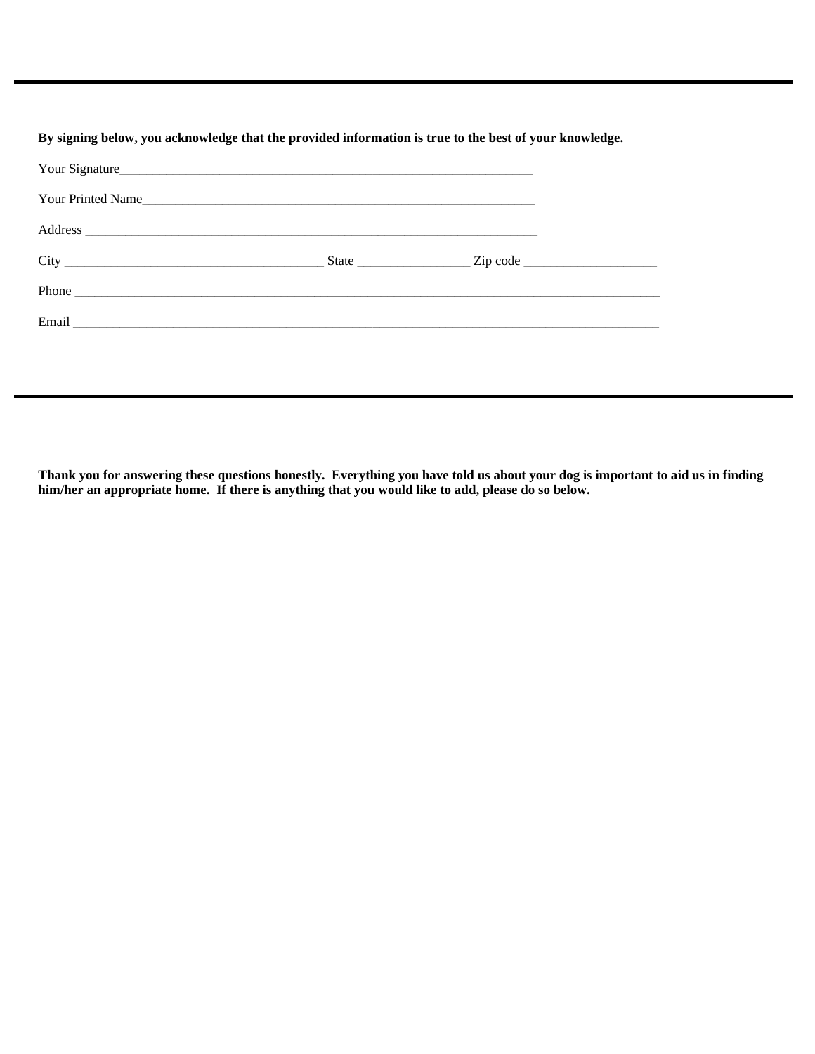---

**By signing below, you acknowledge that the provided information is true to the best of your knowledge.**

Your Signature_______________________________________________________________

Your Printed Name_________________________________________________________

Address ____________________________________________________________________

City ___________________________________ State ________________ Zip code ___________________

Phone _____________________________________________________________________________________

Email _____________________________________________________________________________________

---

**Thank you for answering these questions honestly. Everything you have told us about your dog is important to aid us in finding him/her an appropriate home. If there is anything that you would like to add, please do so below.**